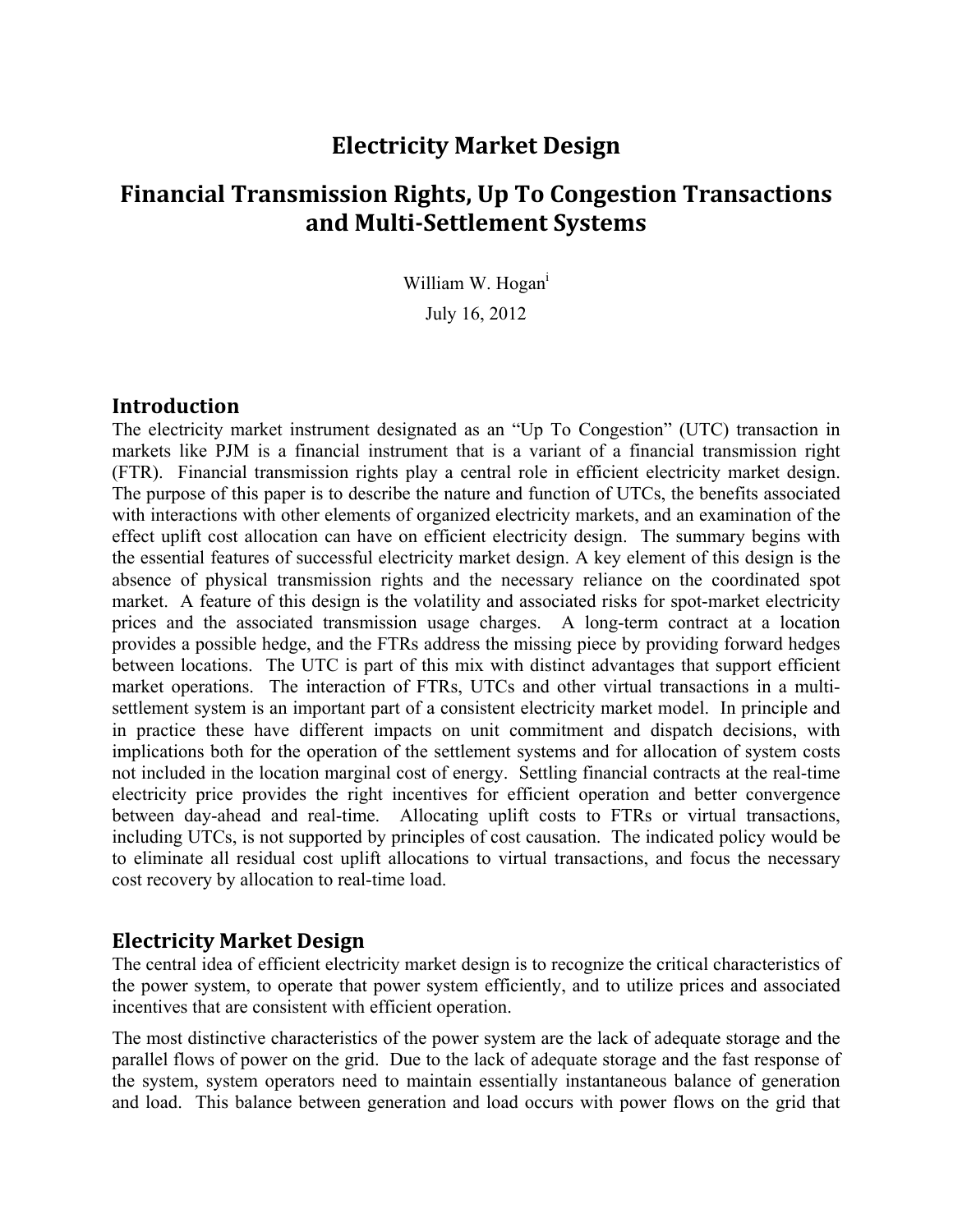# Electricity Market Design

# Financial Transmission Rights, Up To Congestion Transactions and Multi-Settlement Systems

William W. Hogan[i]

July 16, 2012

## Introduction

The electricity market instrument designated as an "Up To Congestion" (UTC) transaction in markets like PJM is a financial instrument that is a variant of a financial transmission right (FTR). Financial transmission rights play a central role in efficient electricity market design. The purpose of this paper is to describe the nature and function of UTCs, the benefits associated with interactions with other elements of organized electricity markets, and an examination of the effect uplift cost allocation can have on efficient electricity design. The summary begins with the essential features of successful electricity market design. A key element of this design is the absence of physical transmission rights and the necessary reliance on the coordinated spot market. A feature of this design is the volatility and associated risks for spot-market electricity prices and the associated transmission usage charges. A long-term contract at a location provides a possible hedge, and the FTRs address the missing piece by providing forward hedges between locations. The UTC is part of this mix with distinct advantages that support efficient market operations. The interaction of FTRs, UTCs and other virtual transactions in a multi-settlement system is an important part of a consistent electricity market model. In principle and in practice these have different impacts on unit commitment and dispatch decisions, with implications both for the operation of the settlement systems and for allocation of system costs not included in the location marginal cost of energy. Settling financial contracts at the real-time electricity price provides the right incentives for efficient operation and better convergence between day-ahead and real-time. Allocating uplift costs to FTRs or virtual transactions, including UTCs, is not supported by principles of cost causation. The indicated policy would be to eliminate all residual cost uplift allocations to virtual transactions, and focus the necessary cost recovery by allocation to real-time load.

## Electricity Market Design

The central idea of efficient electricity market design is to recognize the critical characteristics of the power system, to operate that power system efficiently, and to utilize prices and associated incentives that are consistent with efficient operation.

The most distinctive characteristics of the power system are the lack of adequate storage and the parallel flows of power on the grid. Due to the lack of adequate storage and the fast response of the system, system operators need to maintain essentially instantaneous balance of generation and load. This balance between generation and load occurs with power flows on the grid that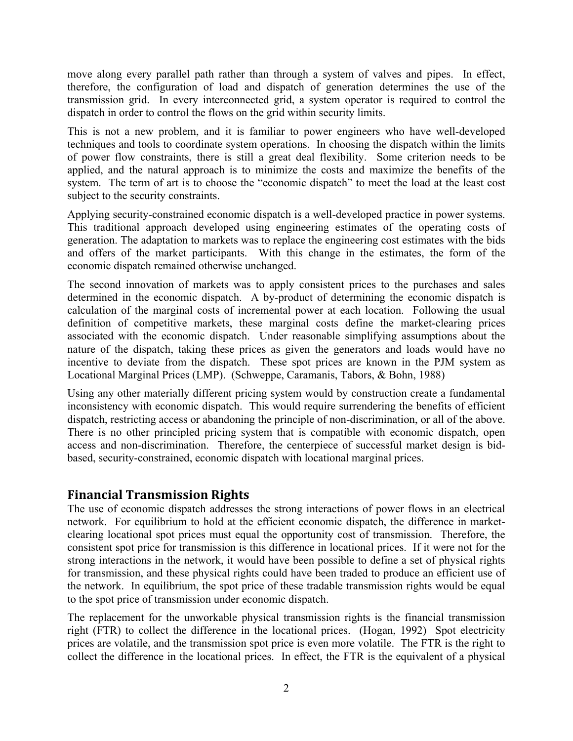move along every parallel path rather than through a system of valves and pipes. In effect, therefore, the configuration of load and dispatch of generation determines the use of the transmission grid. In every interconnected grid, a system operator is required to control the dispatch in order to control the flows on the grid within security limits.

This is not a new problem, and it is familiar to power engineers who have well-developed techniques and tools to coordinate system operations. In choosing the dispatch within the limits of power flow constraints, there is still a great deal flexibility. Some criterion needs to be applied, and the natural approach is to minimize the costs and maximize the benefits of the system. The term of art is to choose the "economic dispatch" to meet the load at the least cost subject to the security constraints.

Applying security-constrained economic dispatch is a well-developed practice in power systems. This traditional approach developed using engineering estimates of the operating costs of generation. The adaptation to markets was to replace the engineering cost estimates with the bids and offers of the market participants. With this change in the estimates, the form of the economic dispatch remained otherwise unchanged.

The second innovation of markets was to apply consistent prices to the purchases and sales determined in the economic dispatch. A by-product of determining the economic dispatch is calculation of the marginal costs of incremental power at each location. Following the usual definition of competitive markets, these marginal costs define the market-clearing prices associated with the economic dispatch. Under reasonable simplifying assumptions about the nature of the dispatch, taking these prices as given the generators and loads would have no incentive to deviate from the dispatch. These spot prices are known in the PJM system as Locational Marginal Prices (LMP). (Schweppe, Caramanis, Tabors, & Bohn, 1988)

Using any other materially different pricing system would by construction create a fundamental inconsistency with economic dispatch. This would require surrendering the benefits of efficient dispatch, restricting access or abandoning the principle of non-discrimination, or all of the above. There is no other principled pricing system that is compatible with economic dispatch, open access and non-discrimination. Therefore, the centerpiece of successful market design is bid-based, security-constrained, economic dispatch with locational marginal prices.

## Financial Transmission Rights

The use of economic dispatch addresses the strong interactions of power flows in an electrical network. For equilibrium to hold at the efficient economic dispatch, the difference in market-clearing locational spot prices must equal the opportunity cost of transmission. Therefore, the consistent spot price for transmission is this difference in locational prices. If it were not for the strong interactions in the network, it would have been possible to define a set of physical rights for transmission, and these physical rights could have been traded to produce an efficient use of the network. In equilibrium, the spot price of these tradable transmission rights would be equal to the spot price of transmission under economic dispatch.

The replacement for the unworkable physical transmission rights is the financial transmission right (FTR) to collect the difference in the locational prices. (Hogan, 1992) Spot electricity prices are volatile, and the transmission spot price is even more volatile. The FTR is the right to collect the difference in the locational prices. In effect, the FTR is the equivalent of a physical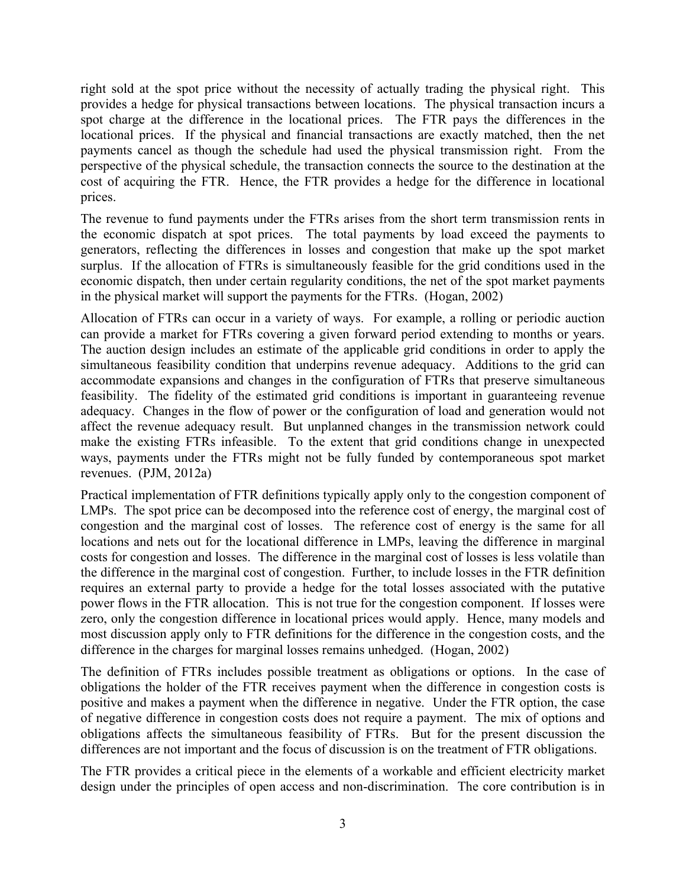right sold at the spot price without the necessity of actually trading the physical right. This provides a hedge for physical transactions between locations. The physical transaction incurs a spot charge at the difference in the locational prices. The FTR pays the differences in the locational prices. If the physical and financial transactions are exactly matched, then the net payments cancel as though the schedule had used the physical transmission right. From the perspective of the physical schedule, the transaction connects the source to the destination at the cost of acquiring the FTR. Hence, the FTR provides a hedge for the difference in locational prices.

The revenue to fund payments under the FTRs arises from the short term transmission rents in the economic dispatch at spot prices. The total payments by load exceed the payments to generators, reflecting the differences in losses and congestion that make up the spot market surplus. If the allocation of FTRs is simultaneously feasible for the grid conditions used in the economic dispatch, then under certain regularity conditions, the net of the spot market payments in the physical market will support the payments for the FTRs. (Hogan, 2002)

Allocation of FTRs can occur in a variety of ways. For example, a rolling or periodic auction can provide a market for FTRs covering a given forward period extending to months or years. The auction design includes an estimate of the applicable grid conditions in order to apply the simultaneous feasibility condition that underpins revenue adequacy. Additions to the grid can accommodate expansions and changes in the configuration of FTRs that preserve simultaneous feasibility. The fidelity of the estimated grid conditions is important in guaranteeing revenue adequacy. Changes in the flow of power or the configuration of load and generation would not affect the revenue adequacy result. But unplanned changes in the transmission network could make the existing FTRs infeasible. To the extent that grid conditions change in unexpected ways, payments under the FTRs might not be fully funded by contemporaneous spot market revenues. (PJM, 2012a)

Practical implementation of FTR definitions typically apply only to the congestion component of LMPs. The spot price can be decomposed into the reference cost of energy, the marginal cost of congestion and the marginal cost of losses. The reference cost of energy is the same for all locations and nets out for the locational difference in LMPs, leaving the difference in marginal costs for congestion and losses. The difference in the marginal cost of losses is less volatile than the difference in the marginal cost of congestion. Further, to include losses in the FTR definition requires an external party to provide a hedge for the total losses associated with the putative power flows in the FTR allocation. This is not true for the congestion component. If losses were zero, only the congestion difference in locational prices would apply. Hence, many models and most discussion apply only to FTR definitions for the difference in the congestion costs, and the difference in the charges for marginal losses remains unhedged. (Hogan, 2002)

The definition of FTRs includes possible treatment as obligations or options. In the case of obligations the holder of the FTR receives payment when the difference in congestion costs is positive and makes a payment when the difference in negative. Under the FTR option, the case of negative difference in congestion costs does not require a payment. The mix of options and obligations affects the simultaneous feasibility of FTRs. But for the present discussion the differences are not important and the focus of discussion is on the treatment of FTR obligations.

The FTR provides a critical piece in the elements of a workable and efficient electricity market design under the principles of open access and non-discrimination. The core contribution is in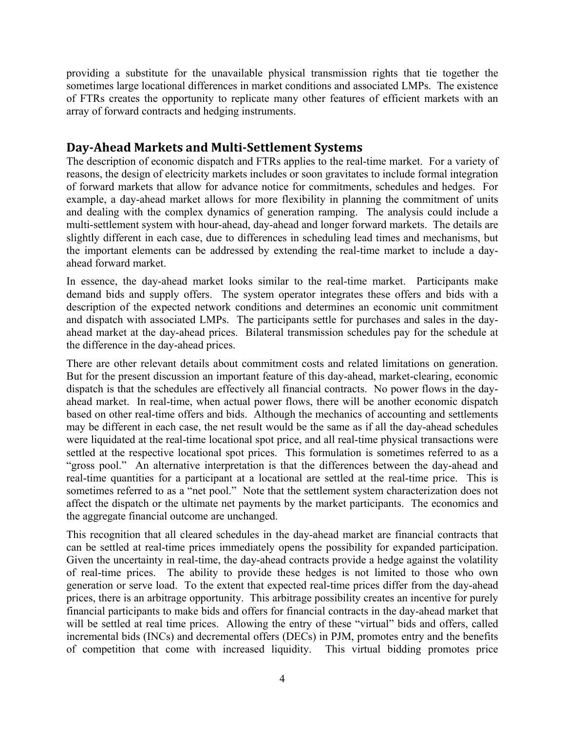providing a substitute for the unavailable physical transmission rights that tie together the sometimes large locational differences in market conditions and associated LMPs. The existence of FTRs creates the opportunity to replicate many other features of efficient markets with an array of forward contracts and hedging instruments.

## Day-Ahead Markets and Multi-Settlement Systems

The description of economic dispatch and FTRs applies to the real-time market. For a variety of reasons, the design of electricity markets includes or soon gravitates to include formal integration of forward markets that allow for advance notice for commitments, schedules and hedges. For example, a day-ahead market allows for more flexibility in planning the commitment of units and dealing with the complex dynamics of generation ramping. The analysis could include a multi-settlement system with hour-ahead, day-ahead and longer forward markets. The details are slightly different in each case, due to differences in scheduling lead times and mechanisms, but the important elements can be addressed by extending the real-time market to include a day-ahead forward market.

In essence, the day-ahead market looks similar to the real-time market. Participants make demand bids and supply offers. The system operator integrates these offers and bids with a description of the expected network conditions and determines an economic unit commitment and dispatch with associated LMPs. The participants settle for purchases and sales in the day-ahead market at the day-ahead prices. Bilateral transmission schedules pay for the schedule at the difference in the day-ahead prices.

There are other relevant details about commitment costs and related limitations on generation. But for the present discussion an important feature of this day-ahead, market-clearing, economic dispatch is that the schedules are effectively all financial contracts. No power flows in the day-ahead market. In real-time, when actual power flows, there will be another economic dispatch based on other real-time offers and bids. Although the mechanics of accounting and settlements may be different in each case, the net result would be the same as if all the day-ahead schedules were liquidated at the real-time locational spot price, and all real-time physical transactions were settled at the respective locational spot prices. This formulation is sometimes referred to as a "gross pool." An alternative interpretation is that the differences between the day-ahead and real-time quantities for a participant at a locational are settled at the real-time price. This is sometimes referred to as a "net pool." Note that the settlement system characterization does not affect the dispatch or the ultimate net payments by the market participants. The economics and the aggregate financial outcome are unchanged.

This recognition that all cleared schedules in the day-ahead market are financial contracts that can be settled at real-time prices immediately opens the possibility for expanded participation. Given the uncertainty in real-time, the day-ahead contracts provide a hedge against the volatility of real-time prices. The ability to provide these hedges is not limited to those who own generation or serve load. To the extent that expected real-time prices differ from the day-ahead prices, there is an arbitrage opportunity. This arbitrage possibility creates an incentive for purely financial participants to make bids and offers for financial contracts in the day-ahead market that will be settled at real time prices. Allowing the entry of these "virtual" bids and offers, called incremental bids (INCs) and decremental offers (DECs) in PJM, promotes entry and the benefits of competition that come with increased liquidity. This virtual bidding promotes price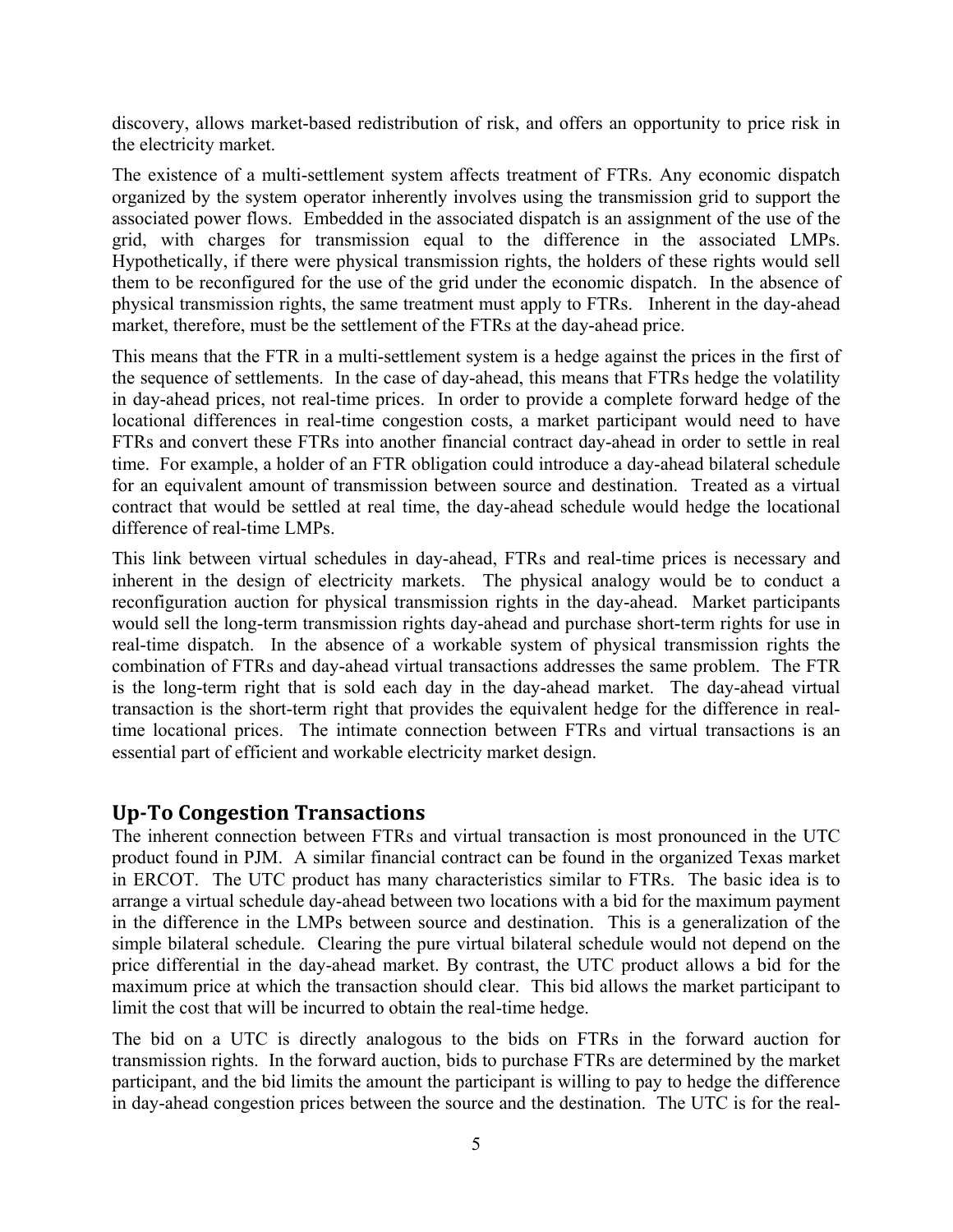discovery, allows market-based redistribution of risk, and offers an opportunity to price risk in the electricity market.

The existence of a multi-settlement system affects treatment of FTRs. Any economic dispatch organized by the system operator inherently involves using the transmission grid to support the associated power flows. Embedded in the associated dispatch is an assignment of the use of the grid, with charges for transmission equal to the difference in the associated LMPs. Hypothetically, if there were physical transmission rights, the holders of these rights would sell them to be reconfigured for the use of the grid under the economic dispatch. In the absence of physical transmission rights, the same treatment must apply to FTRs. Inherent in the day-ahead market, therefore, must be the settlement of the FTRs at the day-ahead price.

This means that the FTR in a multi-settlement system is a hedge against the prices in the first of the sequence of settlements. In the case of day-ahead, this means that FTRs hedge the volatility in day-ahead prices, not real-time prices. In order to provide a complete forward hedge of the locational differences in real-time congestion costs, a market participant would need to have FTRs and convert these FTRs into another financial contract day-ahead in order to settle in real time. For example, a holder of an FTR obligation could introduce a day-ahead bilateral schedule for an equivalent amount of transmission between source and destination. Treated as a virtual contract that would be settled at real time, the day-ahead schedule would hedge the locational difference of real-time LMPs.

This link between virtual schedules in day-ahead, FTRs and real-time prices is necessary and inherent in the design of electricity markets. The physical analogy would be to conduct a reconfiguration auction for physical transmission rights in the day-ahead. Market participants would sell the long-term transmission rights day-ahead and purchase short-term rights for use in real-time dispatch. In the absence of a workable system of physical transmission rights the combination of FTRs and day-ahead virtual transactions addresses the same problem. The FTR is the long-term right that is sold each day in the day-ahead market. The day-ahead virtual transaction is the short-term right that provides the equivalent hedge for the difference in real-time locational prices. The intimate connection between FTRs and virtual transactions is an essential part of efficient and workable electricity market design.

## Up-To Congestion Transactions

The inherent connection between FTRs and virtual transaction is most pronounced in the UTC product found in PJM. A similar financial contract can be found in the organized Texas market in ERCOT. The UTC product has many characteristics similar to FTRs. The basic idea is to arrange a virtual schedule day-ahead between two locations with a bid for the maximum payment in the difference in the LMPs between source and destination. This is a generalization of the simple bilateral schedule. Clearing the pure virtual bilateral schedule would not depend on the price differential in the day-ahead market. By contrast, the UTC product allows a bid for the maximum price at which the transaction should clear. This bid allows the market participant to limit the cost that will be incurred to obtain the real-time hedge.

The bid on a UTC is directly analogous to the bids on FTRs in the forward auction for transmission rights. In the forward auction, bids to purchase FTRs are determined by the market participant, and the bid limits the amount the participant is willing to pay to hedge the difference in day-ahead congestion prices between the source and the destination. The UTC is for the real-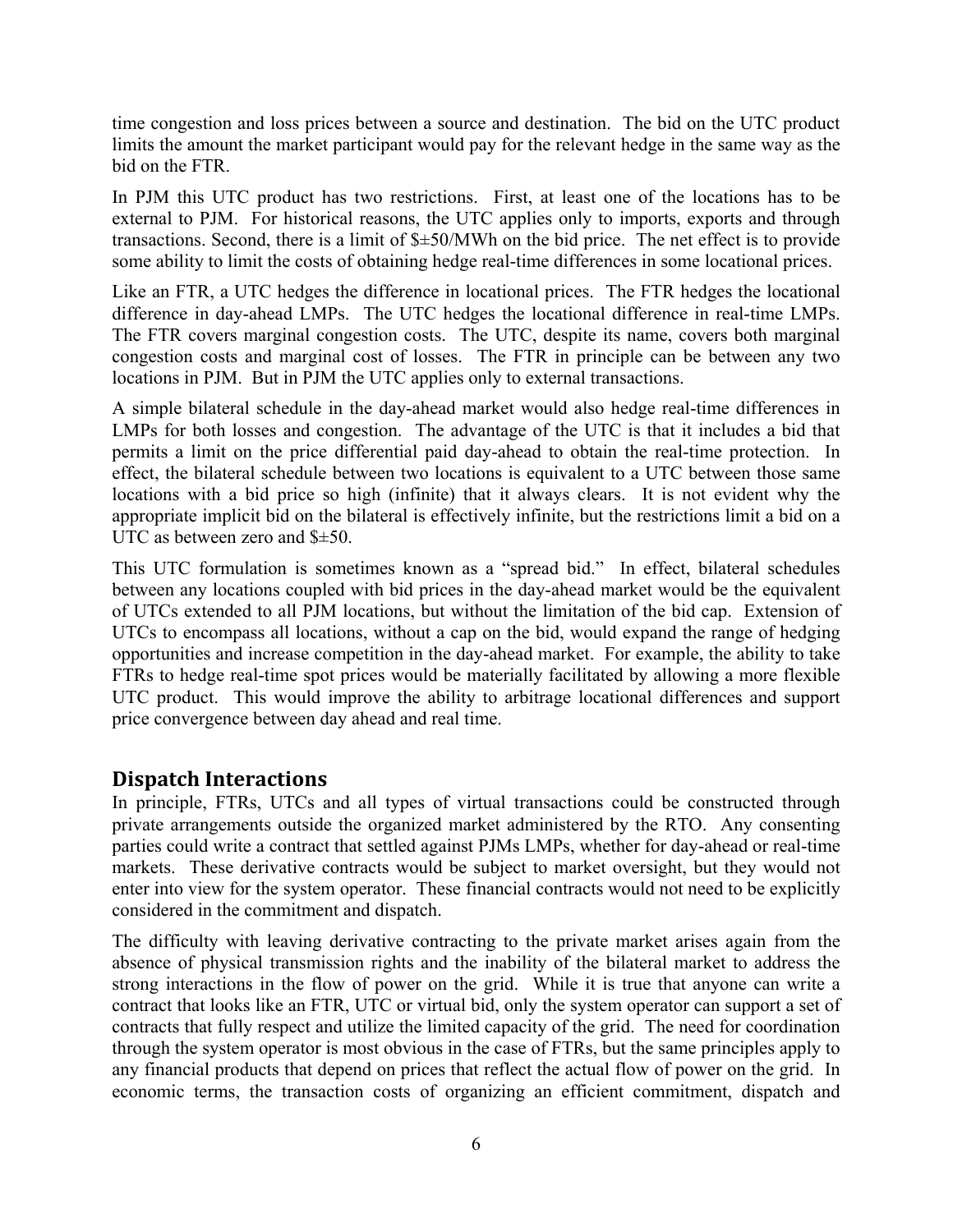time congestion and loss prices between a source and destination. The bid on the UTC product limits the amount the market participant would pay for the relevant hedge in the same way as the bid on the FTR.

In PJM this UTC product has two restrictions. First, at least one of the locations has to be external to PJM. For historical reasons, the UTC applies only to imports, exports and through transactions. Second, there is a limit of $±50/MWh on the bid price. The net effect is to provide some ability to limit the costs of obtaining hedge real-time differences in some locational prices.

Like an FTR, a UTC hedges the difference in locational prices. The FTR hedges the locational difference in day-ahead LMPs. The UTC hedges the locational difference in real-time LMPs. The FTR covers marginal congestion costs. The UTC, despite its name, covers both marginal congestion costs and marginal cost of losses. The FTR in principle can be between any two locations in PJM. But in PJM the UTC applies only to external transactions.

A simple bilateral schedule in the day-ahead market would also hedge real-time differences in LMPs for both losses and congestion. The advantage of the UTC is that it includes a bid that permits a limit on the price differential paid day-ahead to obtain the real-time protection. In effect, the bilateral schedule between two locations is equivalent to a UTC between those same locations with a bid price so high (infinite) that it always clears. It is not evident why the appropriate implicit bid on the bilateral is effectively infinite, but the restrictions limit a bid on a UTC as between zero and $±50.

This UTC formulation is sometimes known as a "spread bid." In effect, bilateral schedules between any locations coupled with bid prices in the day-ahead market would be the equivalent of UTCs extended to all PJM locations, but without the limitation of the bid cap. Extension of UTCs to encompass all locations, without a cap on the bid, would expand the range of hedging opportunities and increase competition in the day-ahead market. For example, the ability to take FTRs to hedge real-time spot prices would be materially facilitated by allowing a more flexible UTC product. This would improve the ability to arbitrage locational differences and support price convergence between day ahead and real time.

## Dispatch Interactions

In principle, FTRs, UTCs and all types of virtual transactions could be constructed through private arrangements outside the organized market administered by the RTO. Any consenting parties could write a contract that settled against PJMs LMPs, whether for day-ahead or real-time markets. These derivative contracts would be subject to market oversight, but they would not enter into view for the system operator. These financial contracts would not need to be explicitly considered in the commitment and dispatch.

The difficulty with leaving derivative contracting to the private market arises again from the absence of physical transmission rights and the inability of the bilateral market to address the strong interactions in the flow of power on the grid. While it is true that anyone can write a contract that looks like an FTR, UTC or virtual bid, only the system operator can support a set of contracts that fully respect and utilize the limited capacity of the grid. The need for coordination through the system operator is most obvious in the case of FTRs, but the same principles apply to any financial products that depend on prices that reflect the actual flow of power on the grid. In economic terms, the transaction costs of organizing an efficient commitment, dispatch and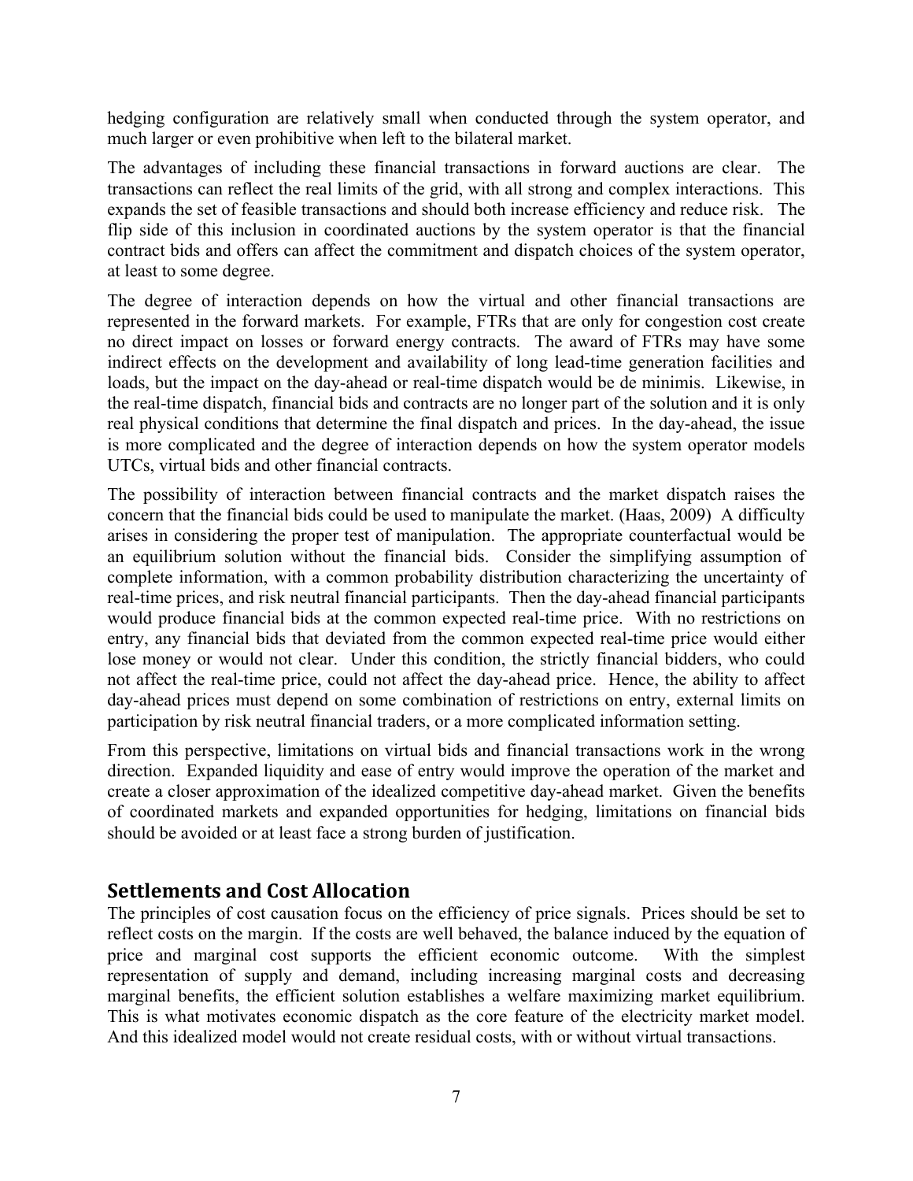hedging configuration are relatively small when conducted through the system operator, and much larger or even prohibitive when left to the bilateral market.

The advantages of including these financial transactions in forward auctions are clear. The transactions can reflect the real limits of the grid, with all strong and complex interactions. This expands the set of feasible transactions and should both increase efficiency and reduce risk. The flip side of this inclusion in coordinated auctions by the system operator is that the financial contract bids and offers can affect the commitment and dispatch choices of the system operator, at least to some degree.

The degree of interaction depends on how the virtual and other financial transactions are represented in the forward markets. For example, FTRs that are only for congestion cost create no direct impact on losses or forward energy contracts. The award of FTRs may have some indirect effects on the development and availability of long lead-time generation facilities and loads, but the impact on the day-ahead or real-time dispatch would be de minimis. Likewise, in the real-time dispatch, financial bids and contracts are no longer part of the solution and it is only real physical conditions that determine the final dispatch and prices. In the day-ahead, the issue is more complicated and the degree of interaction depends on how the system operator models UTCs, virtual bids and other financial contracts.

The possibility of interaction between financial contracts and the market dispatch raises the concern that the financial bids could be used to manipulate the market. (Haas, 2009) A difficulty arises in considering the proper test of manipulation. The appropriate counterfactual would be an equilibrium solution without the financial bids. Consider the simplifying assumption of complete information, with a common probability distribution characterizing the uncertainty of real-time prices, and risk neutral financial participants. Then the day-ahead financial participants would produce financial bids at the common expected real-time price. With no restrictions on entry, any financial bids that deviated from the common expected real-time price would either lose money or would not clear. Under this condition, the strictly financial bidders, who could not affect the real-time price, could not affect the day-ahead price. Hence, the ability to affect day-ahead prices must depend on some combination of restrictions on entry, external limits on participation by risk neutral financial traders, or a more complicated information setting.

From this perspective, limitations on virtual bids and financial transactions work in the wrong direction. Expanded liquidity and ease of entry would improve the operation of the market and create a closer approximation of the idealized competitive day-ahead market. Given the benefits of coordinated markets and expanded opportunities for hedging, limitations on financial bids should be avoided or at least face a strong burden of justification.

## Settlements and Cost Allocation

The principles of cost causation focus on the efficiency of price signals. Prices should be set to reflect costs on the margin. If the costs are well behaved, the balance induced by the equation of price and marginal cost supports the efficient economic outcome. With the simplest representation of supply and demand, including increasing marginal costs and decreasing marginal benefits, the efficient solution establishes a welfare maximizing market equilibrium. This is what motivates economic dispatch as the core feature of the electricity market model. And this idealized model would not create residual costs, with or without virtual transactions.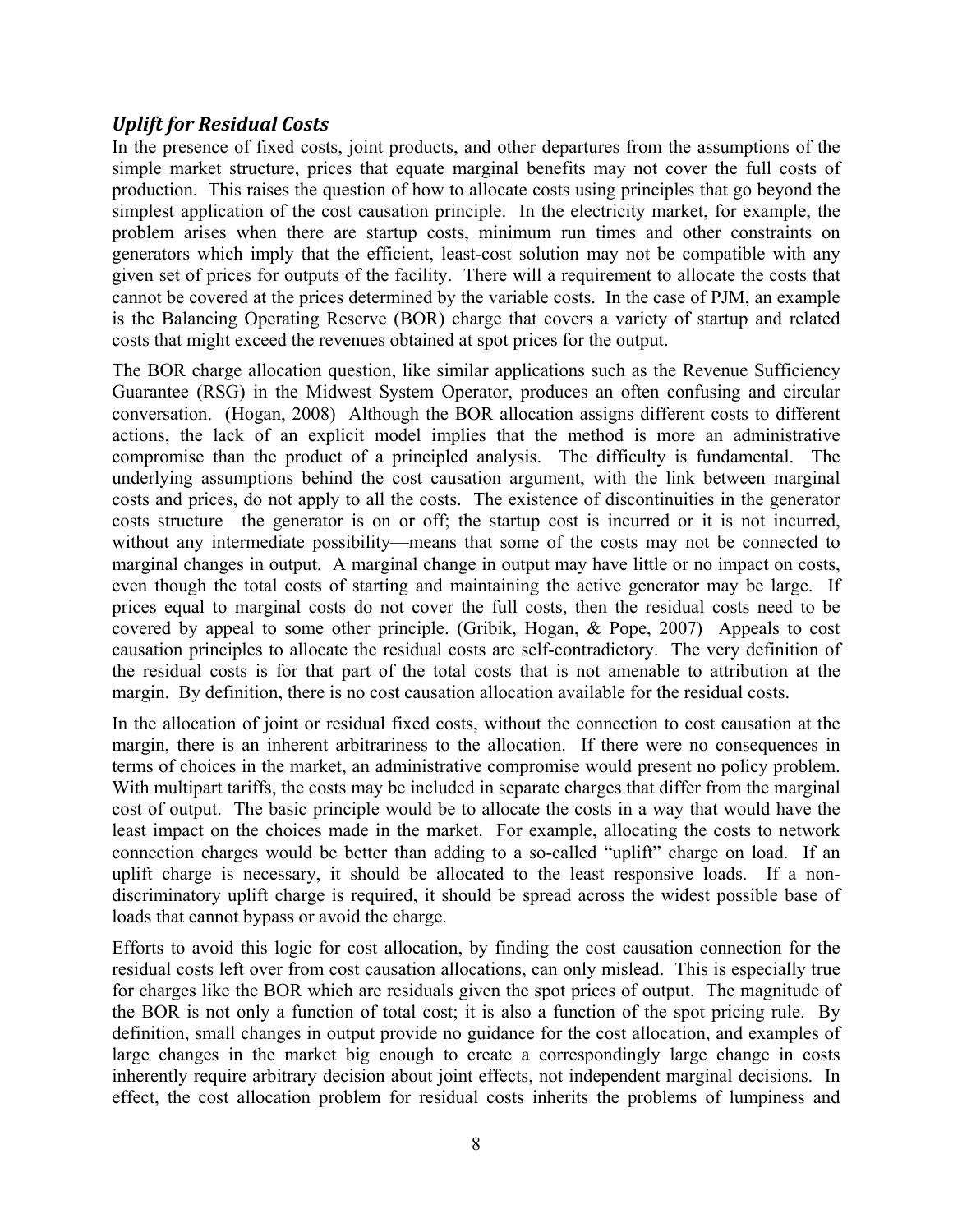### *Uplift for Residual Costs*

In the presence of fixed costs, joint products, and other departures from the assumptions of the simple market structure, prices that equate marginal benefits may not cover the full costs of production. This raises the question of how to allocate costs using principles that go beyond the simplest application of the cost causation principle. In the electricity market, for example, the problem arises when there are startup costs, minimum run times and other constraints on generators which imply that the efficient, least-cost solution may not be compatible with any given set of prices for outputs of the facility. There will a requirement to allocate the costs that cannot be covered at the prices determined by the variable costs. In the case of PJM, an example is the Balancing Operating Reserve (BOR) charge that covers a variety of startup and related costs that might exceed the revenues obtained at spot prices for the output.

The BOR charge allocation question, like similar applications such as the Revenue Sufficiency Guarantee (RSG) in the Midwest System Operator, produces an often confusing and circular conversation. (Hogan, 2008) Although the BOR allocation assigns different costs to different actions, the lack of an explicit model implies that the method is more an administrative compromise than the product of a principled analysis. The difficulty is fundamental. The underlying assumptions behind the cost causation argument, with the link between marginal costs and prices, do not apply to all the costs. The existence of discontinuities in the generator costs structure—the generator is on or off; the startup cost is incurred or it is not incurred, without any intermediate possibility—means that some of the costs may not be connected to marginal changes in output. A marginal change in output may have little or no impact on costs, even though the total costs of starting and maintaining the active generator may be large. If prices equal to marginal costs do not cover the full costs, then the residual costs need to be covered by appeal to some other principle. (Gribik, Hogan, & Pope, 2007) Appeals to cost causation principles to allocate the residual costs are self-contradictory. The very definition of the residual costs is for that part of the total costs that is not amenable to attribution at the margin. By definition, there is no cost causation allocation available for the residual costs.

In the allocation of joint or residual fixed costs, without the connection to cost causation at the margin, there is an inherent arbitrariness to the allocation. If there were no consequences in terms of choices in the market, an administrative compromise would present no policy problem. With multipart tariffs, the costs may be included in separate charges that differ from the marginal cost of output. The basic principle would be to allocate the costs in a way that would have the least impact on the choices made in the market. For example, allocating the costs to network connection charges would be better than adding to a so-called "uplift" charge on load. If an uplift charge is necessary, it should be allocated to the least responsive loads. If a non-discriminatory uplift charge is required, it should be spread across the widest possible base of loads that cannot bypass or avoid the charge.

Efforts to avoid this logic for cost allocation, by finding the cost causation connection for the residual costs left over from cost causation allocations, can only mislead. This is especially true for charges like the BOR which are residuals given the spot prices of output. The magnitude of the BOR is not only a function of total cost; it is also a function of the spot pricing rule. By definition, small changes in output provide no guidance for the cost allocation, and examples of large changes in the market big enough to create a correspondingly large change in costs inherently require arbitrary decision about joint effects, not independent marginal decisions. In effect, the cost allocation problem for residual costs inherits the problems of lumpiness and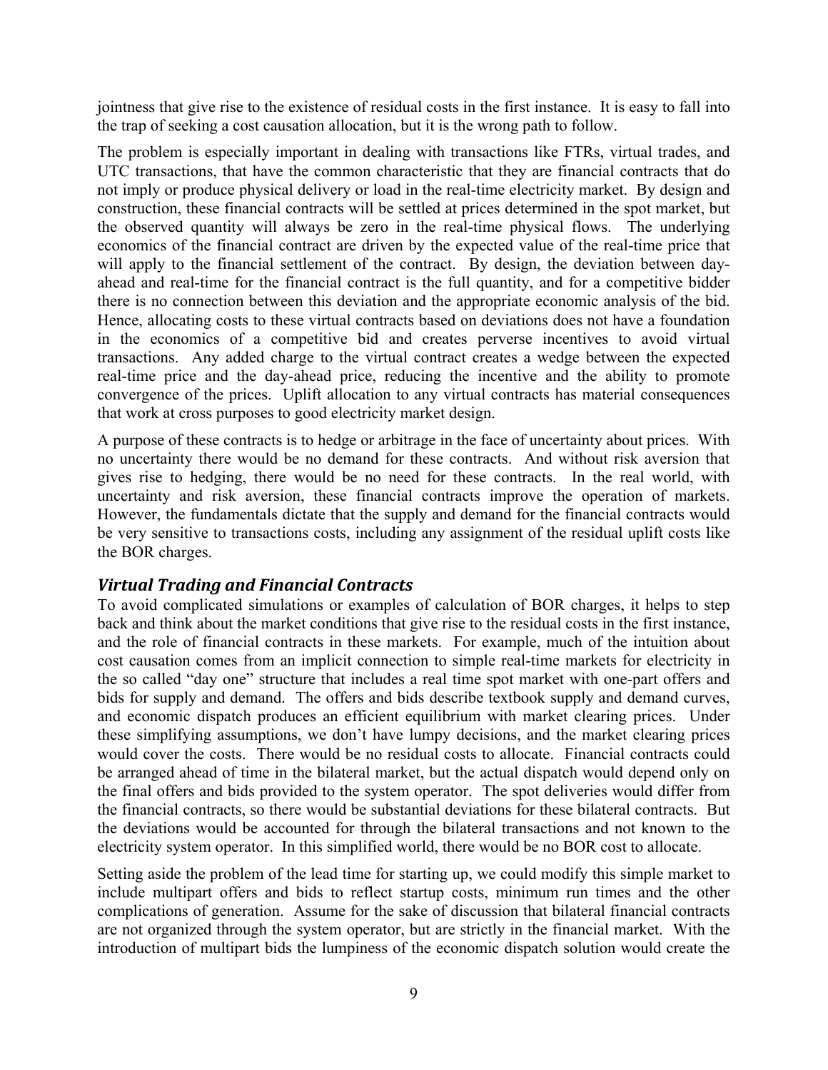jointness that give rise to the existence of residual costs in the first instance. It is easy to fall into the trap of seeking a cost causation allocation, but it is the wrong path to follow.

The problem is especially important in dealing with transactions like FTRs, virtual trades, and UTC transactions, that have the common characteristic that they are financial contracts that do not imply or produce physical delivery or load in the real-time electricity market. By design and construction, these financial contracts will be settled at prices determined in the spot market, but the observed quantity will always be zero in the real-time physical flows. The underlying economics of the financial contract are driven by the expected value of the real-time price that will apply to the financial settlement of the contract. By design, the deviation between day-ahead and real-time for the financial contract is the full quantity, and for a competitive bidder there is no connection between this deviation and the appropriate economic analysis of the bid. Hence, allocating costs to these virtual contracts based on deviations does not have a foundation in the economics of a competitive bid and creates perverse incentives to avoid virtual transactions. Any added charge to the virtual contract creates a wedge between the expected real-time price and the day-ahead price, reducing the incentive and the ability to promote convergence of the prices. Uplift allocation to any virtual contracts has material consequences that work at cross purposes to good electricity market design.

A purpose of these contracts is to hedge or arbitrage in the face of uncertainty about prices. With no uncertainty there would be no demand for these contracts. And without risk aversion that gives rise to hedging, there would be no need for these contracts. In the real world, with uncertainty and risk aversion, these financial contracts improve the operation of markets. However, the fundamentals dictate that the supply and demand for the financial contracts would be very sensitive to transactions costs, including any assignment of the residual uplift costs like the BOR charges.

### *Virtual Trading and Financial Contracts*

To avoid complicated simulations or examples of calculation of BOR charges, it helps to step back and think about the market conditions that give rise to the residual costs in the first instance, and the role of financial contracts in these markets. For example, much of the intuition about cost causation comes from an implicit connection to simple real-time markets for electricity in the so called "day one" structure that includes a real time spot market with one-part offers and bids for supply and demand. The offers and bids describe textbook supply and demand curves, and economic dispatch produces an efficient equilibrium with market clearing prices. Under these simplifying assumptions, we don't have lumpy decisions, and the market clearing prices would cover the costs. There would be no residual costs to allocate. Financial contracts could be arranged ahead of time in the bilateral market, but the actual dispatch would depend only on the final offers and bids provided to the system operator. The spot deliveries would differ from the financial contracts, so there would be substantial deviations for these bilateral contracts. But the deviations would be accounted for through the bilateral transactions and not known to the electricity system operator. In this simplified world, there would be no BOR cost to allocate.

Setting aside the problem of the lead time for starting up, we could modify this simple market to include multipart offers and bids to reflect startup costs, minimum run times and the other complications of generation. Assume for the sake of discussion that bilateral financial contracts are not organized through the system operator, but are strictly in the financial market. With the introduction of multipart bids the lumpiness of the economic dispatch solution would create the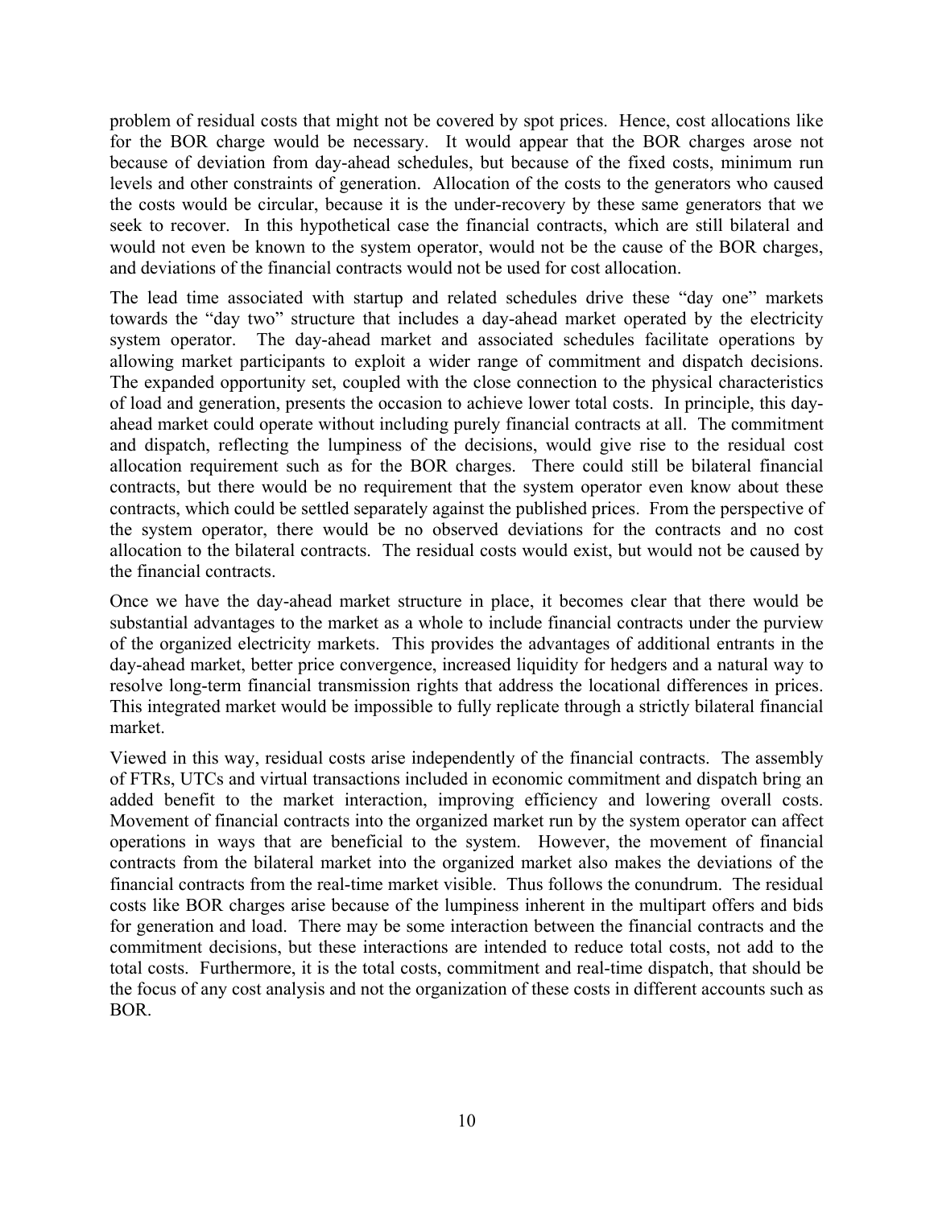problem of residual costs that might not be covered by spot prices. Hence, cost allocations like for the BOR charge would be necessary. It would appear that the BOR charges arose not because of deviation from day-ahead schedules, but because of the fixed costs, minimum run levels and other constraints of generation. Allocation of the costs to the generators who caused the costs would be circular, because it is the under-recovery by these same generators that we seek to recover. In this hypothetical case the financial contracts, which are still bilateral and would not even be known to the system operator, would not be the cause of the BOR charges, and deviations of the financial contracts would not be used for cost allocation.

The lead time associated with startup and related schedules drive these "day one" markets towards the "day two" structure that includes a day-ahead market operated by the electricity system operator. The day-ahead market and associated schedules facilitate operations by allowing market participants to exploit a wider range of commitment and dispatch decisions. The expanded opportunity set, coupled with the close connection to the physical characteristics of load and generation, presents the occasion to achieve lower total costs. In principle, this day-ahead market could operate without including purely financial contracts at all. The commitment and dispatch, reflecting the lumpiness of the decisions, would give rise to the residual cost allocation requirement such as for the BOR charges. There could still be bilateral financial contracts, but there would be no requirement that the system operator even know about these contracts, which could be settled separately against the published prices. From the perspective of the system operator, there would be no observed deviations for the contracts and no cost allocation to the bilateral contracts. The residual costs would exist, but would not be caused by the financial contracts.

Once we have the day-ahead market structure in place, it becomes clear that there would be substantial advantages to the market as a whole to include financial contracts under the purview of the organized electricity markets. This provides the advantages of additional entrants in the day-ahead market, better price convergence, increased liquidity for hedgers and a natural way to resolve long-term financial transmission rights that address the locational differences in prices. This integrated market would be impossible to fully replicate through a strictly bilateral financial market.

Viewed in this way, residual costs arise independently of the financial contracts. The assembly of FTRs, UTCs and virtual transactions included in economic commitment and dispatch bring an added benefit to the market interaction, improving efficiency and lowering overall costs. Movement of financial contracts into the organized market run by the system operator can affect operations in ways that are beneficial to the system. However, the movement of financial contracts from the bilateral market into the organized market also makes the deviations of the financial contracts from the real-time market visible. Thus follows the conundrum. The residual costs like BOR charges arise because of the lumpiness inherent in the multipart offers and bids for generation and load. There may be some interaction between the financial contracts and the commitment decisions, but these interactions are intended to reduce total costs, not add to the total costs. Furthermore, it is the total costs, commitment and real-time dispatch, that should be the focus of any cost analysis and not the organization of these costs in different accounts such as BOR.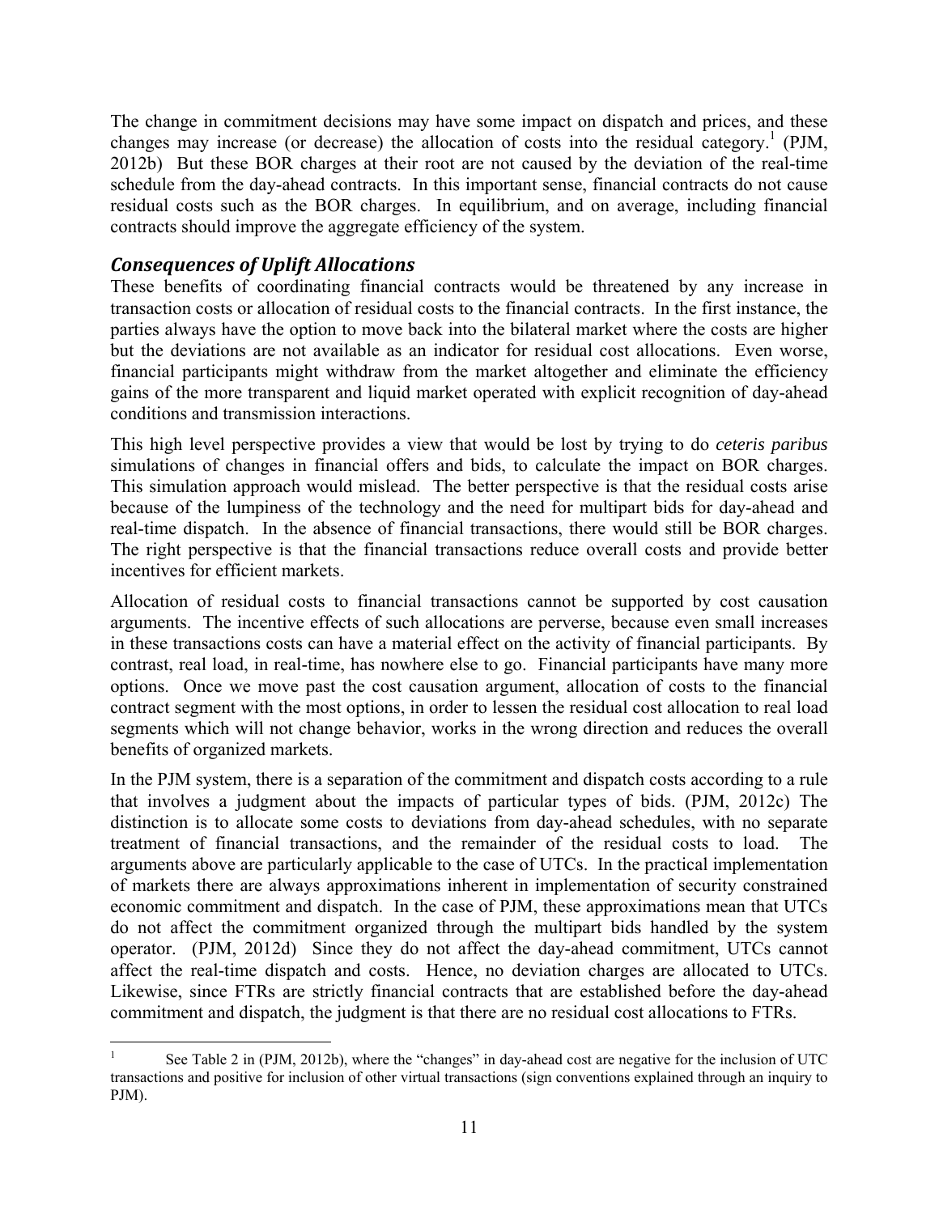The change in commitment decisions may have some impact on dispatch and prices, and these changes may increase (or decrease) the allocation of costs into the residual category.[1] (PJM, 2012b) But these BOR charges at their root are not caused by the deviation of the real-time schedule from the day-ahead contracts. In this important sense, financial contracts do not cause residual costs such as the BOR charges. In equilibrium, and on average, including financial contracts should improve the aggregate efficiency of the system.

## *Consequences of Uplift Allocations*

These benefits of coordinating financial contracts would be threatened by any increase in transaction costs or allocation of residual costs to the financial contracts. In the first instance, the parties always have the option to move back into the bilateral market where the costs are higher but the deviations are not available as an indicator for residual cost allocations. Even worse, financial participants might withdraw from the market altogether and eliminate the efficiency gains of the more transparent and liquid market operated with explicit recognition of day-ahead conditions and transmission interactions.

This high level perspective provides a view that would be lost by trying to do *ceteris paribus* simulations of changes in financial offers and bids, to calculate the impact on BOR charges. This simulation approach would mislead. The better perspective is that the residual costs arise because of the lumpiness of the technology and the need for multipart bids for day-ahead and real-time dispatch. In the absence of financial transactions, there would still be BOR charges. The right perspective is that the financial transactions reduce overall costs and provide better incentives for efficient markets.

Allocation of residual costs to financial transactions cannot be supported by cost causation arguments. The incentive effects of such allocations are perverse, because even small increases in these transactions costs can have a material effect on the activity of financial participants. By contrast, real load, in real-time, has nowhere else to go. Financial participants have many more options. Once we move past the cost causation argument, allocation of costs to the financial contract segment with the most options, in order to lessen the residual cost allocation to real load segments which will not change behavior, works in the wrong direction and reduces the overall benefits of organized markets.

In the PJM system, there is a separation of the commitment and dispatch costs according to a rule that involves a judgment about the impacts of particular types of bids. (PJM, 2012c) The distinction is to allocate some costs to deviations from day-ahead schedules, with no separate treatment of financial transactions, and the remainder of the residual costs to load. The arguments above are particularly applicable to the case of UTCs. In the practical implementation of markets there are always approximations inherent in implementation of security constrained economic commitment and dispatch. In the case of PJM, these approximations mean that UTCs do not affect the commitment organized through the multipart bids handled by the system operator. (PJM, 2012d) Since they do not affect the day-ahead commitment, UTCs cannot affect the real-time dispatch and costs. Hence, no deviation charges are allocated to UTCs. Likewise, since FTRs are strictly financial contracts that are established before the day-ahead commitment and dispatch, the judgment is that there are no residual cost allocations to FTRs.

---

[1] See Table 2 in (PJM, 2012b), where the "changes" in day-ahead cost are negative for the inclusion of UTC transactions and positive for inclusion of other virtual transactions (sign conventions explained through an inquiry to PJM).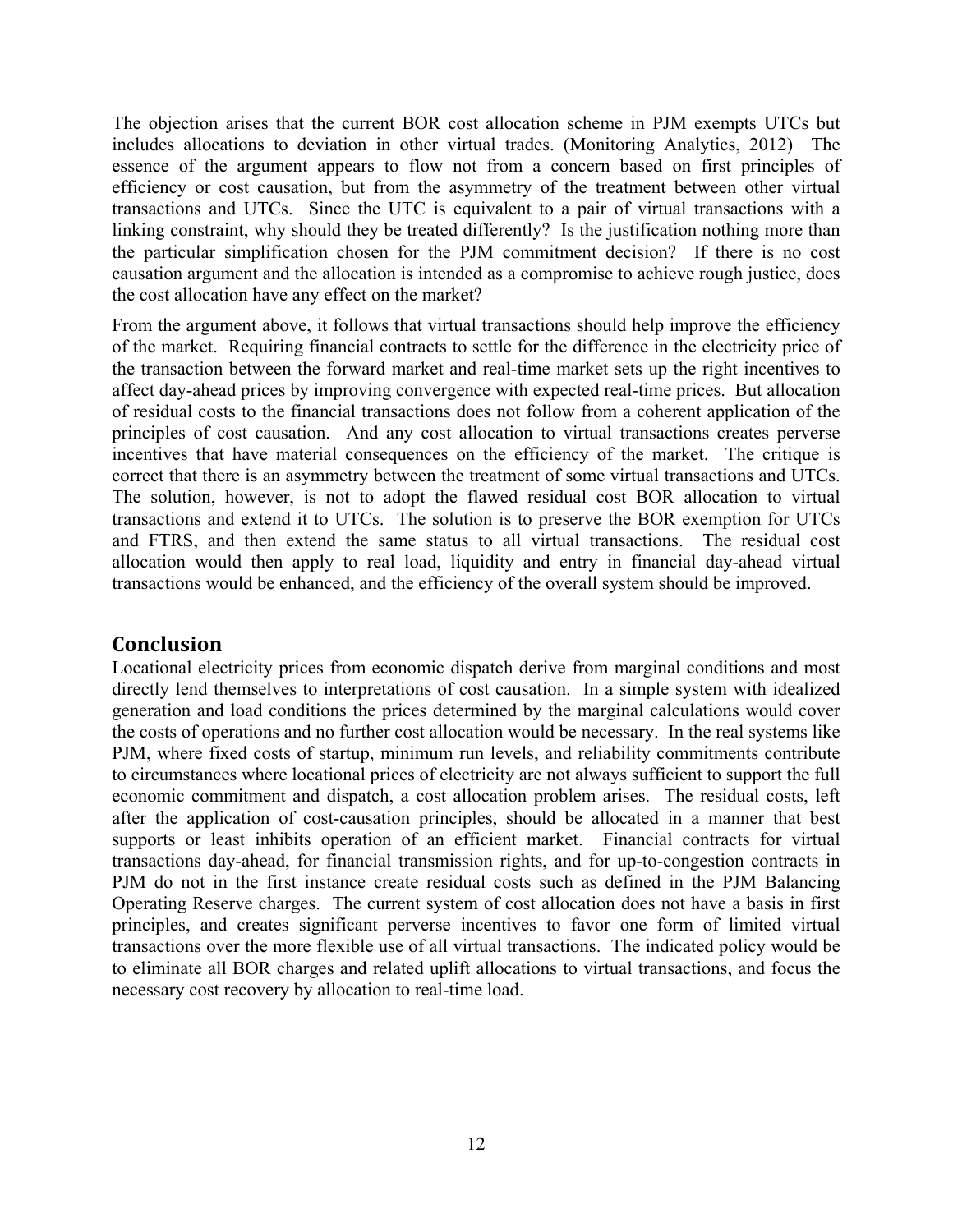The objection arises that the current BOR cost allocation scheme in PJM exempts UTCs but includes allocations to deviation in other virtual trades. (Monitoring Analytics, 2012) The essence of the argument appears to flow not from a concern based on first principles of efficiency or cost causation, but from the asymmetry of the treatment between other virtual transactions and UTCs. Since the UTC is equivalent to a pair of virtual transactions with a linking constraint, why should they be treated differently? Is the justification nothing more than the particular simplification chosen for the PJM commitment decision? If there is no cost causation argument and the allocation is intended as a compromise to achieve rough justice, does the cost allocation have any effect on the market?

From the argument above, it follows that virtual transactions should help improve the efficiency of the market. Requiring financial contracts to settle for the difference in the electricity price of the transaction between the forward market and real-time market sets up the right incentives to affect day-ahead prices by improving convergence with expected real-time prices. But allocation of residual costs to the financial transactions does not follow from a coherent application of the principles of cost causation. And any cost allocation to virtual transactions creates perverse incentives that have material consequences on the efficiency of the market. The critique is correct that there is an asymmetry between the treatment of some virtual transactions and UTCs. The solution, however, is not to adopt the flawed residual cost BOR allocation to virtual transactions and extend it to UTCs. The solution is to preserve the BOR exemption for UTCs and FTRS, and then extend the same status to all virtual transactions. The residual cost allocation would then apply to real load, liquidity and entry in financial day-ahead virtual transactions would be enhanced, and the efficiency of the overall system should be improved.

## Conclusion

Locational electricity prices from economic dispatch derive from marginal conditions and most directly lend themselves to interpretations of cost causation. In a simple system with idealized generation and load conditions the prices determined by the marginal calculations would cover the costs of operations and no further cost allocation would be necessary. In the real systems like PJM, where fixed costs of startup, minimum run levels, and reliability commitments contribute to circumstances where locational prices of electricity are not always sufficient to support the full economic commitment and dispatch, a cost allocation problem arises. The residual costs, left after the application of cost-causation principles, should be allocated in a manner that best supports or least inhibits operation of an efficient market. Financial contracts for virtual transactions day-ahead, for financial transmission rights, and for up-to-congestion contracts in PJM do not in the first instance create residual costs such as defined in the PJM Balancing Operating Reserve charges. The current system of cost allocation does not have a basis in first principles, and creates significant perverse incentives to favor one form of limited virtual transactions over the more flexible use of all virtual transactions. The indicated policy would be to eliminate all BOR charges and related uplift allocations to virtual transactions, and focus the necessary cost recovery by allocation to real-time load.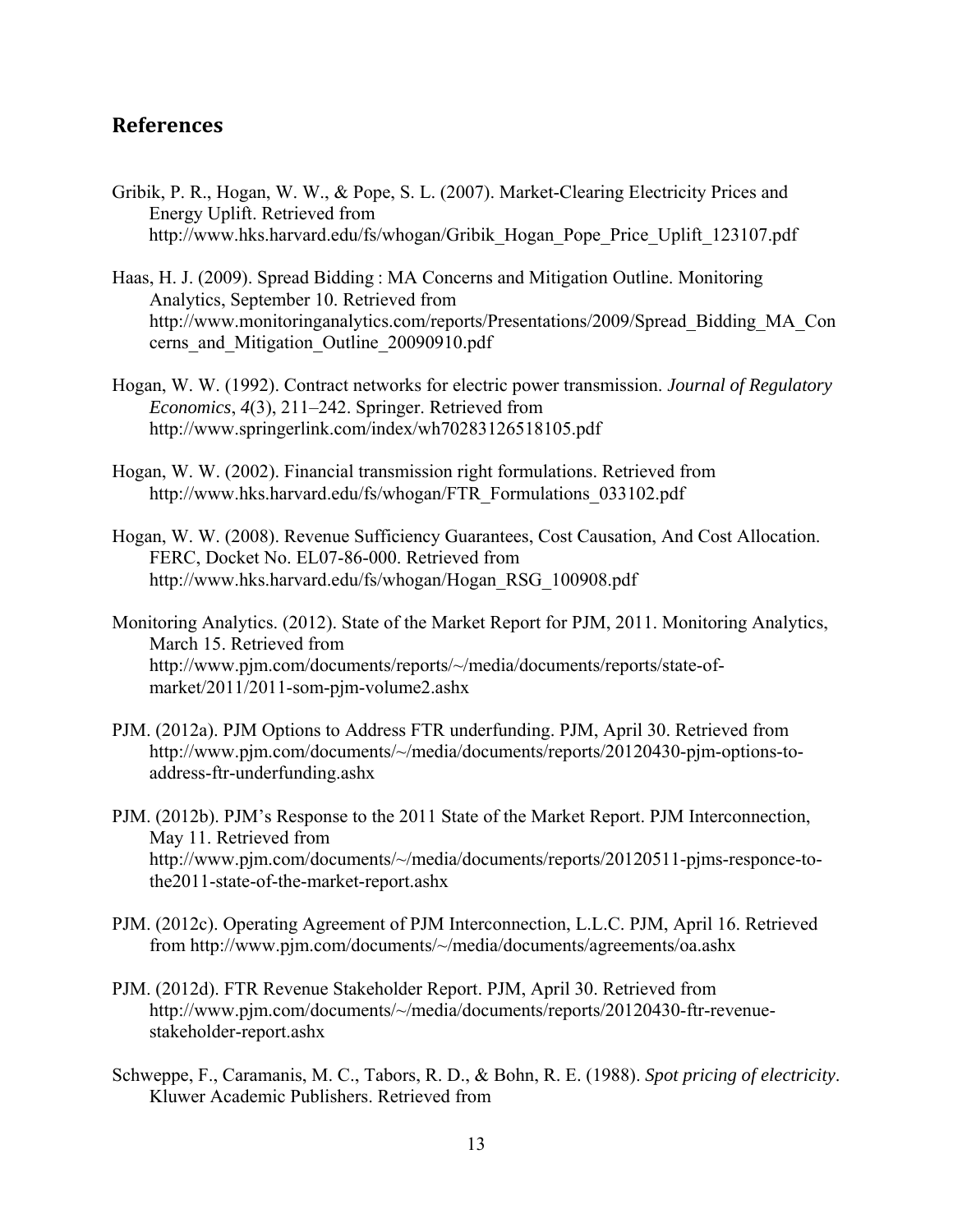## References

Gribik, P. R., Hogan, W. W., & Pope, S. L. (2007). Market-Clearing Electricity Prices and Energy Uplift. Retrieved from http://www.hks.harvard.edu/fs/whogan/Gribik_Hogan_Pope_Price_Uplift_123107.pdf

Haas, H. J. (2009). Spread Bidding : MA Concerns and Mitigation Outline. Monitoring Analytics, September 10. Retrieved from http://www.monitoringanalytics.com/reports/Presentations/2009/Spread_Bidding_MA_Concerns_and_Mitigation_Outline_20090910.pdf

Hogan, W. W. (1992). Contract networks for electric power transmission. *Journal of Regulatory Economics*, *4*(3), 211–242. Springer. Retrieved from http://www.springerlink.com/index/wh70283126518105.pdf

Hogan, W. W. (2002). Financial transmission right formulations. Retrieved from http://www.hks.harvard.edu/fs/whogan/FTR_Formulations_033102.pdf

Hogan, W. W. (2008). Revenue Sufficiency Guarantees, Cost Causation, And Cost Allocation. FERC, Docket No. EL07-86-000. Retrieved from http://www.hks.harvard.edu/fs/whogan/Hogan_RSG_100908.pdf

Monitoring Analytics. (2012). State of the Market Report for PJM, 2011. Monitoring Analytics, March 15. Retrieved from http://www.pjm.com/documents/reports/~/media/documents/reports/state-of-market/2011/2011-som-pjm-volume2.ashx

PJM. (2012a). PJM Options to Address FTR underfunding. PJM, April 30. Retrieved from http://www.pjm.com/documents/~/media/documents/reports/20120430-pjm-options-to-address-ftr-underfunding.ashx

PJM. (2012b). PJM's Response to the 2011 State of the Market Report. PJM Interconnection, May 11. Retrieved from http://www.pjm.com/documents/~/media/documents/reports/20120511-pjms-responce-to-the2011-state-of-the-market-report.ashx

PJM. (2012c). Operating Agreement of PJM Interconnection, L.L.C. PJM, April 16. Retrieved from http://www.pjm.com/documents/~/media/documents/agreements/oa.ashx

PJM. (2012d). FTR Revenue Stakeholder Report. PJM, April 30. Retrieved from http://www.pjm.com/documents/~/media/documents/reports/20120430-ftr-revenue-stakeholder-report.ashx

Schweppe, F., Caramanis, M. C., Tabors, R. D., & Bohn, R. E. (1988). *Spot pricing of electricity*. Kluwer Academic Publishers. Retrieved from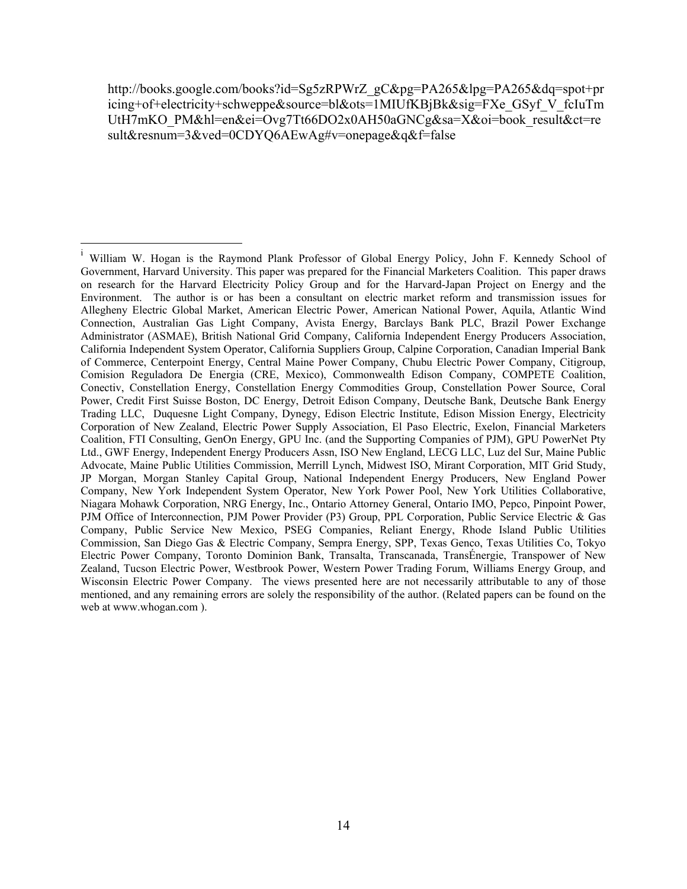http://books.google.com/books?id=Sg5zRPWrZ_gC&pg=PA265&lpg=PA265&dq=spot+pricing+of+electricity+schweppe&source=bl&ots=1MIUfKBjBk&sig=FXe_GSyf_V_fcIuTmUtH7mKO_PM&hl=en&ei=Ovg7Tt66DO2x0AH50aGNCg&sa=X&oi=book_result&ct=result&resnum=3&ved=0CDYQ6AEwAg#v=onepage&q&f=false

---

[i] William W. Hogan is the Raymond Plank Professor of Global Energy Policy, John F. Kennedy School of Government, Harvard University. This paper was prepared for the Financial Marketers Coalition. This paper draws on research for the Harvard Electricity Policy Group and for the Harvard-Japan Project on Energy and the Environment. The author is or has been a consultant on electric market reform and transmission issues for Allegheny Electric Global Market, American Electric Power, American National Power, Aquila, Atlantic Wind Connection, Australian Gas Light Company, Avista Energy, Barclays Bank PLC, Brazil Power Exchange Administrator (ASMAE), British National Grid Company, California Independent Energy Producers Association, California Independent System Operator, California Suppliers Group, Calpine Corporation, Canadian Imperial Bank of Commerce, Centerpoint Energy, Central Maine Power Company, Chubu Electric Power Company, Citigroup, Comision Reguladora De Energia (CRE, Mexico), Commonwealth Edison Company, COMPETE Coalition, Conectiv, Constellation Energy, Constellation Energy Commodities Group, Constellation Power Source, Coral Power, Credit First Suisse Boston, DC Energy, Detroit Edison Company, Deutsche Bank, Deutsche Bank Energy Trading LLC, Duquesne Light Company, Dynegy, Edison Electric Institute, Edison Mission Energy, Electricity Corporation of New Zealand, Electric Power Supply Association, El Paso Electric, Exelon, Financial Marketers Coalition, FTI Consulting, GenOn Energy, GPU Inc. (and the Supporting Companies of PJM), GPU PowerNet Pty Ltd., GWF Energy, Independent Energy Producers Assn, ISO New England, LECG LLC, Luz del Sur, Maine Public Advocate, Maine Public Utilities Commission, Merrill Lynch, Midwest ISO, Mirant Corporation, MIT Grid Study, JP Morgan, Morgan Stanley Capital Group, National Independent Energy Producers, New England Power Company, New York Independent System Operator, New York Power Pool, New York Utilities Collaborative, Niagara Mohawk Corporation, NRG Energy, Inc., Ontario Attorney General, Ontario IMO, Pepco, Pinpoint Power, PJM Office of Interconnection, PJM Power Provider (P3) Group, PPL Corporation, Public Service Electric & Gas Company, Public Service New Mexico, PSEG Companies, Reliant Energy, Rhode Island Public Utilities Commission, San Diego Gas & Electric Company, Sempra Energy, SPP, Texas Genco, Texas Utilities Co, Tokyo Electric Power Company, Toronto Dominion Bank, Transalta, Transcanada, TransÉnergie, Transpower of New Zealand, Tucson Electric Power, Westbrook Power, Western Power Trading Forum, Williams Energy Group, and Wisconsin Electric Power Company. The views presented here are not necessarily attributable to any of those mentioned, and any remaining errors are solely the responsibility of the author. (Related papers can be found on the web at www.whogan.com ).